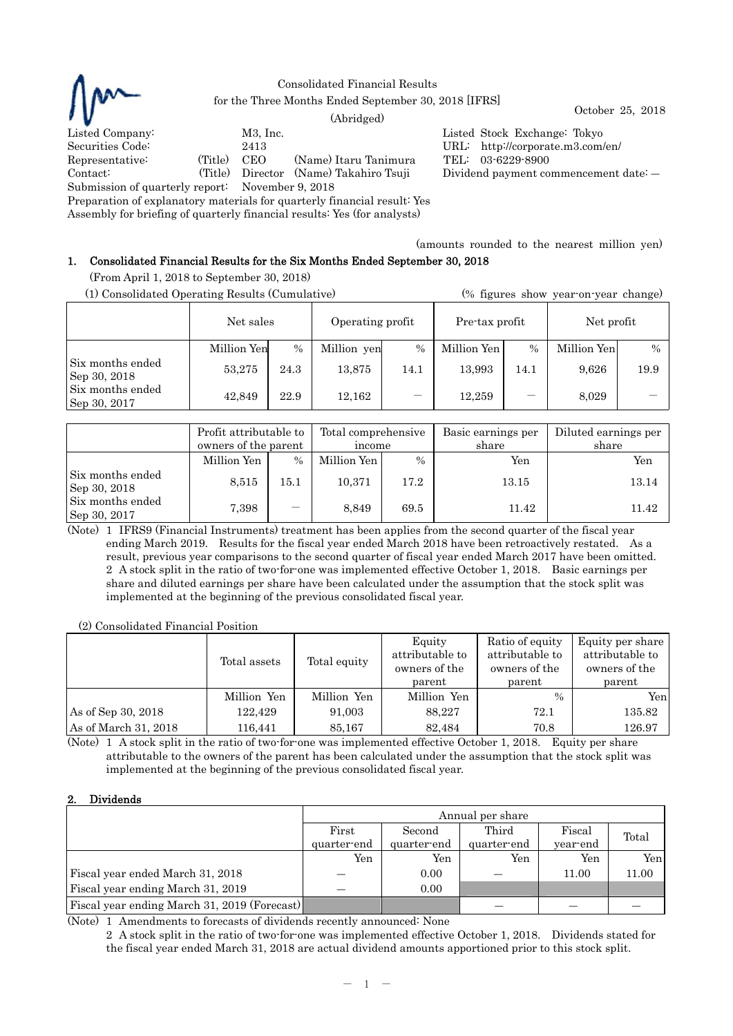Consolidated Financial Results
for the Three Months Ended September 30, 2018 [IFRS]
(Abridged)

October 25, 2018

Listed Company: M3, Inc.
Securities Code: 2413
Representative: (Title) CEO (Name) Itaru Tanimura
Contact: (Title) Director (Name) Takahiro Tsuji
Submission of quarterly report: November 9, 2018
Preparation of explanatory materials for quarterly financial result: Yes
Assembly for briefing of quarterly financial results: Yes (for analysts)

Listed Stock Exchange: Tokyo
URL: http://corporate.m3.com/en/
TEL: 03-6229-8900
Dividend payment commencement date: —

(amounts rounded to the nearest million yen)

## 1. Consolidated Financial Results for the Six Months Ended September 30, 2018

(From April 1, 2018 to September 30, 2018)

(1) Consolidated Operating Results (Cumulative) (% figures show year-on-year change)

| | Net sales | | Operating profit | | Pre-tax profit | | Net profit | |
|---|---|---|---|---|---|---|---|---|
| | Million Yen | % | Million yen | % | Million Yen | % | Million Yen | % |
| Six months ended Sep 30, 2018 | 53,275 | 24.3 | 13,875 | 14.1 | 13,993 | 14.1 | 9,626 | 19.9 |
| Six months ended Sep 30, 2017 | 42,849 | 22.9 | 12,162 | — | 12,259 | — | 8,029 | — |

| | Profit attributable to owners of the parent | | Total comprehensive income | | Basic earnings per share | Diluted earnings per share |
|---|---|---|---|---|---|---|
| | Million Yen | % | Million Yen | % | Yen | Yen |
| Six months ended Sep 30, 2018 | 8,515 | 15.1 | 10,371 | 17.2 | 13.15 | 13.14 |
| Six months ended Sep 30, 2017 | 7,398 | — | 8,849 | 69.5 | 11.42 | 11.42 |

(Note) 1 IFRS9 (Financial Instruments) treatment has been applies from the second quarter of the fiscal year ending March 2019. Results for the fiscal year ended March 2018 have been retroactively restated. As a result, previous year comparisons to the second quarter of fiscal year ended March 2017 have been omitted.
2 A stock split in the ratio of two-for-one was implemented effective October 1, 2018. Basic earnings per share and diluted earnings per share have been calculated under the assumption that the stock split was implemented at the beginning of the previous consolidated fiscal year.

(2) Consolidated Financial Position

| | Total assets | Total equity | Equity attributable to owners of the parent | Ratio of equity attributable to owners of the parent | Equity per share attributable to owners of the parent |
|---|---|---|---|---|---|
| | Million Yen | Million Yen | Million Yen | % | Yen |
| As of Sep 30, 2018 | 122,429 | 91,003 | 88,227 | 72.1 | 135.82 |
| As of March 31, 2018 | 116,441 | 85,167 | 82,484 | 70.8 | 126.97 |

(Note) 1 A stock split in the ratio of two-for-one was implemented effective October 1, 2018. Equity per share attributable to the owners of the parent has been calculated under the assumption that the stock split was implemented at the beginning of the previous consolidated fiscal year.

## 2. Dividends

| | Annual per share | | | | |
|---|---|---|---|---|---|
| | First quarter-end | Second quarter-end | Third quarter-end | Fiscal year-end | Total |
| | Yen | Yen | Yen | Yen | Yen |
| Fiscal year ended March 31, 2018 | — | 0.00 | — | 11.00 | 11.00 |
| Fiscal year ending March 31, 2019 | — | 0.00 | | | |
| Fiscal year ending March 31, 2019 (Forecast) | | | — | — | — |

(Note) 1 Amendments to forecasts of dividends recently announced: None
2 A stock split in the ratio of two-for-one was implemented effective October 1, 2018. Dividends stated for the fiscal year ended March 31, 2018 are actual dividend amounts apportioned prior to this stock split.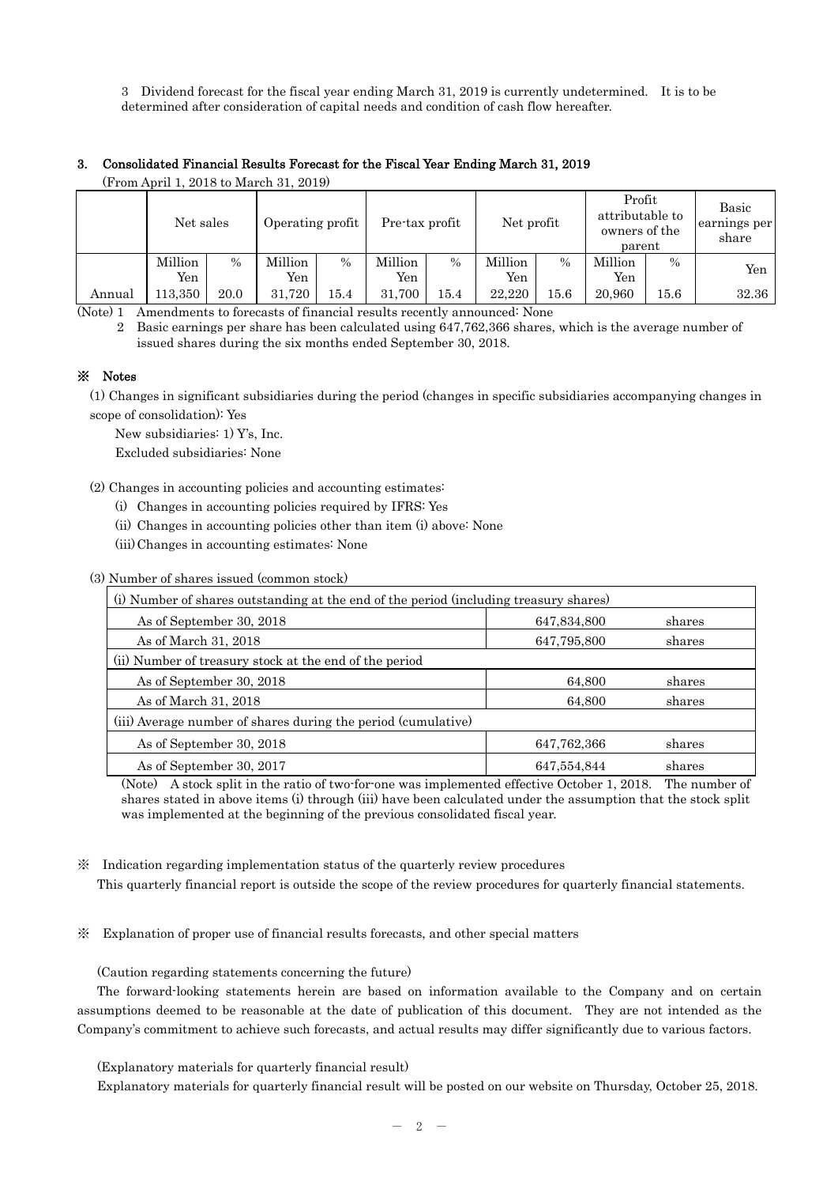3 Dividend forecast for the fiscal year ending March 31, 2019 is currently undetermined. It is to be determined after consideration of capital needs and condition of cash flow hereafter.

### 3. Consolidated Financial Results Forecast for the Fiscal Year Ending March 31, 2019

(From April 1, 2018 to March 31, 2019)

| | Net sales | | Operating profit | | Pre-tax profit | | Net profit | | Profit attributable to owners of the parent | | Basic earnings per share |
|---|---|---|---|---|---|---|---|---|---|---|---|
| | Million Yen | % | Million Yen | % | Million Yen | % | Million Yen | % | Million Yen | % | Yen |
| Annual | 113,350 | 20.0 | 31,720 | 15.4 | 31,700 | 15.4 | 22,220 | 15.6 | 20,960 | 15.6 | 32.36 |

(Note) 1 Amendments to forecasts of financial results recently announced: None

2 Basic earnings per share has been calculated using 647,762,366 shares, which is the average number of issued shares during the six months ended September 30, 2018.

### ※ Notes

(1) Changes in significant subsidiaries during the period (changes in specific subsidiaries accompanying changes in scope of consolidation): Yes

New subsidiaries: 1) Y's, Inc.

Excluded subsidiaries: None

(2) Changes in accounting policies and accounting estimates:

(i) Changes in accounting policies required by IFRS: Yes

(ii) Changes in accounting policies other than item (i) above: None

(iii) Changes in accounting estimates: None

(3) Number of shares issued (common stock)

| (i) Number of shares outstanding at the end of the period (including treasury shares) | | |
|---|---|---|
| As of September 30, 2018 | 647,834,800 | shares |
| As of March 31, 2018 | 647,795,800 | shares |
| (ii) Number of treasury stock at the end of the period | | |
| As of September 30, 2018 | 64,800 | shares |
| As of March 31, 2018 | 64,800 | shares |
| (iii) Average number of shares during the period (cumulative) | | |
| As of September 30, 2018 | 647,762,366 | shares |
| As of September 30, 2017 | 647,554,844 | shares |

(Note) A stock split in the ratio of two-for-one was implemented effective October 1, 2018. The number of shares stated in above items (i) through (iii) have been calculated under the assumption that the stock split was implemented at the beginning of the previous consolidated fiscal year.

※ Indication regarding implementation status of the quarterly review procedures

This quarterly financial report is outside the scope of the review procedures for quarterly financial statements.

※ Explanation of proper use of financial results forecasts, and other special matters

(Caution regarding statements concerning the future)

The forward-looking statements herein are based on information available to the Company and on certain assumptions deemed to be reasonable at the date of publication of this document. They are not intended as the Company's commitment to achieve such forecasts, and actual results may differ significantly due to various factors.

(Explanatory materials for quarterly financial result)

Explanatory materials for quarterly financial result will be posted on our website on Thursday, October 25, 2018.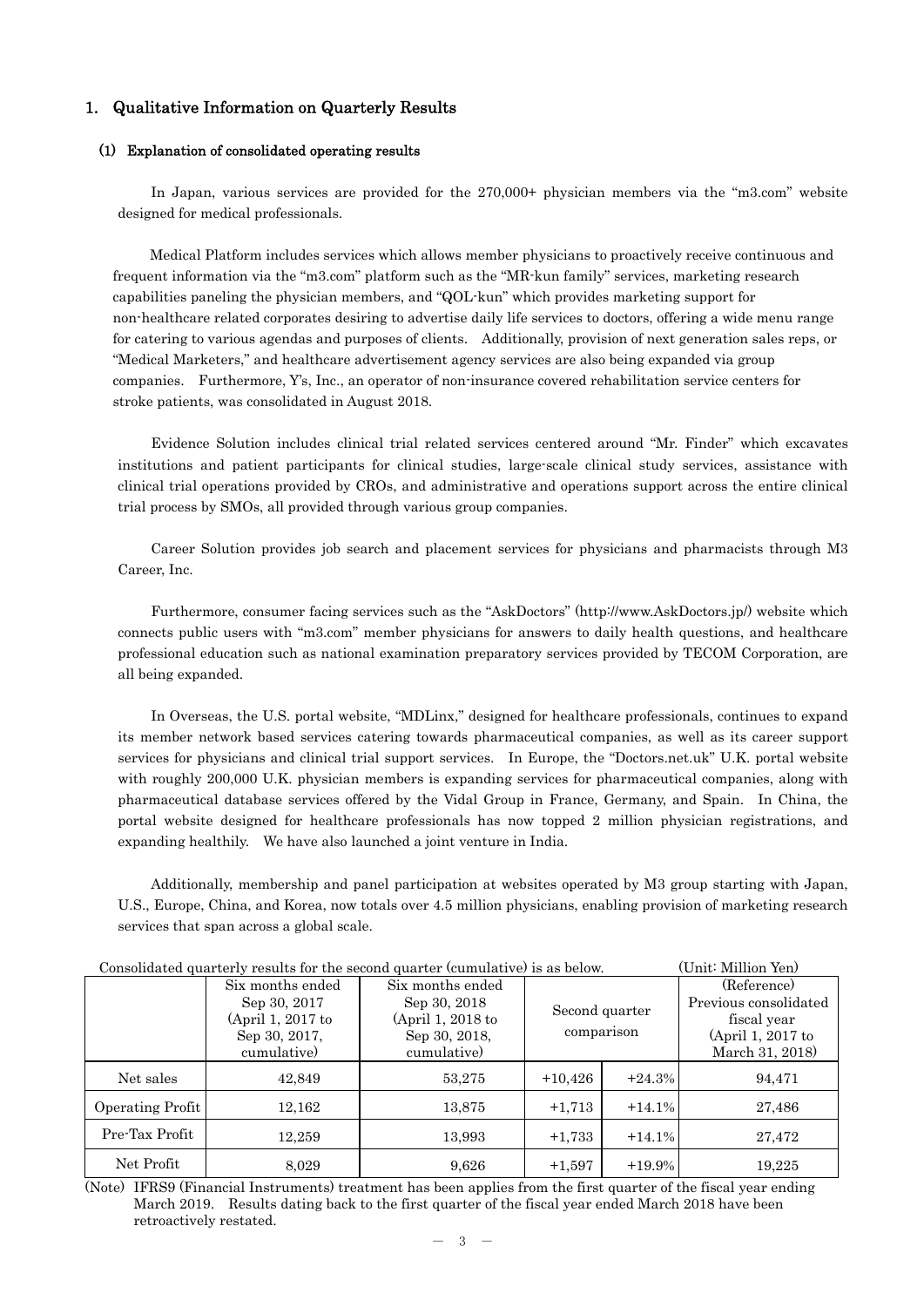## 1. Qualitative Information on Quarterly Results

### (1) Explanation of consolidated operating results

In Japan, various services are provided for the 270,000+ physician members via the "m3.com" website designed for medical professionals.

Medical Platform includes services which allows member physicians to proactively receive continuous and frequent information via the "m3.com" platform such as the "MR-kun family" services, marketing research capabilities paneling the physician members, and "QOL-kun" which provides marketing support for non-healthcare related corporates desiring to advertise daily life services to doctors, offering a wide menu range for catering to various agendas and purposes of clients. Additionally, provision of next generation sales reps, or "Medical Marketers," and healthcare advertisement agency services are also being expanded via group companies. Furthermore, Y's, Inc., an operator of non-insurance covered rehabilitation service centers for stroke patients, was consolidated in August 2018.

Evidence Solution includes clinical trial related services centered around "Mr. Finder" which excavates institutions and patient participants for clinical studies, large-scale clinical study services, assistance with clinical trial operations provided by CROs, and administrative and operations support across the entire clinical trial process by SMOs, all provided through various group companies.

Career Solution provides job search and placement services for physicians and pharmacists through M3 Career, Inc.

Furthermore, consumer facing services such as the "AskDoctors" (http://www.AskDoctors.jp/) website which connects public users with "m3.com" member physicians for answers to daily health questions, and healthcare professional education such as national examination preparatory services provided by TECOM Corporation, are all being expanded.

In Overseas, the U.S. portal website, "MDLinx," designed for healthcare professionals, continues to expand its member network based services catering towards pharmaceutical companies, as well as its career support services for physicians and clinical trial support services. In Europe, the "Doctors.net.uk" U.K. portal website with roughly 200,000 U.K. physician members is expanding services for pharmaceutical companies, along with pharmaceutical database services offered by the Vidal Group in France, Germany, and Spain. In China, the portal website designed for healthcare professionals has now topped 2 million physician registrations, and expanding healthily. We have also launched a joint venture in India.

Additionally, membership and panel participation at websites operated by M3 group starting with Japan, U.S., Europe, China, and Korea, now totals over 4.5 million physicians, enabling provision of marketing research services that span across a global scale.

Consolidated quarterly results for the second quarter (cumulative) is as below. (Unit: Million Yen)

| | Six months ended Sep 30, 2017 (April 1, 2017 to Sep 30, 2017, cumulative) | Six months ended Sep 30, 2018 (April 1, 2018 to Sep 30, 2018, cumulative) | Second quarter comparison | | (Reference) Previous consolidated fiscal year (April 1, 2017 to March 31, 2018) |
|---|---|---|---|---|---|
| Net sales | 42,849 | 53,275 | +10,426 | +24.3% | 94,471 |
| Operating Profit | 12,162 | 13,875 | +1,713 | +14.1% | 27,486 |
| Pre-Tax Profit | 12,259 | 13,993 | +1,733 | +14.1% | 27,472 |
| Net Profit | 8,029 | 9,626 | +1,597 | +19.9% | 19,225 |

(Note) IFRS9 (Financial Instruments) treatment has been applies from the first quarter of the fiscal year ending March 2019. Results dating back to the first quarter of the fiscal year ended March 2018 have been retroactively restated.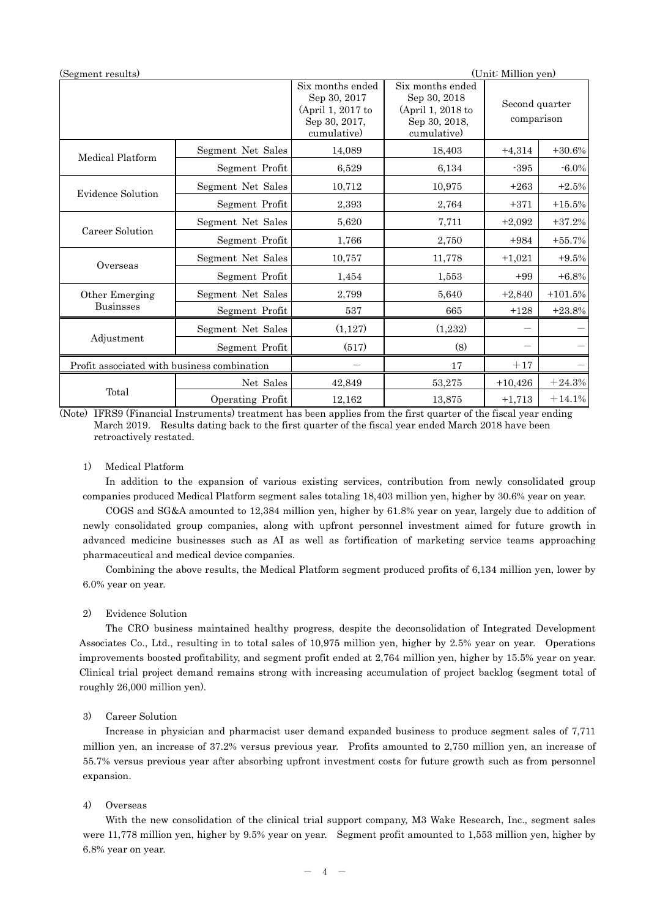(Segment results) (Unit: Million yen)

| | | Six months ended Sep 30, 2017 (April 1, 2017 to Sep 30, 2017, cumulative) | Six months ended Sep 30, 2018 (April 1, 2018 to Sep 30, 2018, cumulative) | Second quarter comparison | |
|---|---|---|---|---|---|
| Medical Platform | Segment Net Sales | 14,089 | 18,403 | +4,314 | +30.6% |
| | Segment Profit | 6,529 | 6,134 | -395 | -6.0% |
| Evidence Solution | Segment Net Sales | 10,712 | 10,975 | +263 | +2.5% |
| | Segment Profit | 2,393 | 2,764 | +371 | +15.5% |
| Career Solution | Segment Net Sales | 5,620 | 7,711 | +2,092 | +37.2% |
| | Segment Profit | 1,766 | 2,750 | +984 | +55.7% |
| Overseas | Segment Net Sales | 10,757 | 11,778 | +1,021 | +9.5% |
| | Segment Profit | 1,454 | 1,553 | +99 | +6.8% |
| Other Emerging Businsses | Segment Net Sales | 2,799 | 5,640 | +2,840 | +101.5% |
| | Segment Profit | 537 | 665 | +128 | +23.8% |
| Adjustment | Segment Net Sales | (1,127) | (1,232) | — | — |
| | Segment Profit | (517) | (8) | — | — |
| Profit associated with business combination | | — | 17 | +17 | — |
| Total | Net Sales | 42,849 | 53,275 | +10,426 | +24.3% |
| | Operating Profit | 12,162 | 13,875 | +1,713 | +14.1% |

(Note) IFRS9 (Financial Instruments) treatment has been applies from the first quarter of the fiscal year ending March 2019. Results dating back to the first quarter of the fiscal year ended March 2018 have been retroactively restated.

1) Medical Platform

In addition to the expansion of various existing services, contribution from newly consolidated group companies produced Medical Platform segment sales totaling 18,403 million yen, higher by 30.6% year on year.

COGS and SG&A amounted to 12,384 million yen, higher by 61.8% year on year, largely due to addition of newly consolidated group companies, along with upfront personnel investment aimed for future growth in advanced medicine businesses such as AI as well as fortification of marketing service teams approaching pharmaceutical and medical device companies.

Combining the above results, the Medical Platform segment produced profits of 6,134 million yen, lower by 6.0% year on year.

2) Evidence Solution

The CRO business maintained healthy progress, despite the deconsolidation of Integrated Development Associates Co., Ltd., resulting in to total sales of 10,975 million yen, higher by 2.5% year on year. Operations improvements boosted profitability, and segment profit ended at 2,764 million yen, higher by 15.5% year on year. Clinical trial project demand remains strong with increasing accumulation of project backlog (segment total of roughly 26,000 million yen).

3) Career Solution

Increase in physician and pharmacist user demand expanded business to produce segment sales of 7,711 million yen, an increase of 37.2% versus previous year. Profits amounted to 2,750 million yen, an increase of 55.7% versus previous year after absorbing upfront investment costs for future growth such as from personnel expansion.

4) Overseas

With the new consolidation of the clinical trial support company, M3 Wake Research, Inc., segment sales were 11,778 million yen, higher by 9.5% year on year. Segment profit amounted to 1,553 million yen, higher by 6.8% year on year.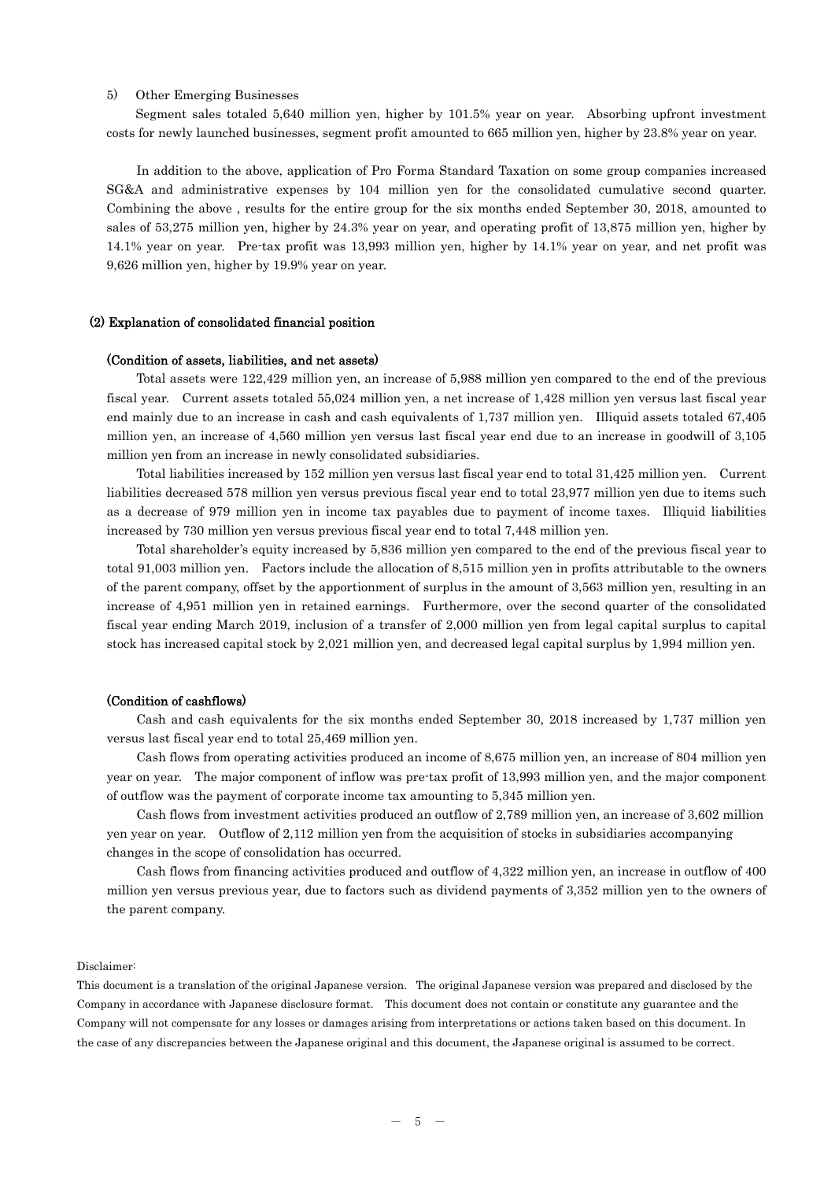5) Other Emerging Businesses

Segment sales totaled 5,640 million yen, higher by 101.5% year on year. Absorbing upfront investment costs for newly launched businesses, segment profit amounted to 665 million yen, higher by 23.8% year on year.

In addition to the above, application of Pro Forma Standard Taxation on some group companies increased SG&A and administrative expenses by 104 million yen for the consolidated cumulative second quarter. Combining the above , results for the entire group for the six months ended September 30, 2018, amounted to sales of 53,275 million yen, higher by 24.3% year on year, and operating profit of 13,875 million yen, higher by 14.1% year on year. Pre-tax profit was 13,993 million yen, higher by 14.1% year on year, and net profit was 9,626 million yen, higher by 19.9% year on year.

## (2) Explanation of consolidated financial position

### (Condition of assets, liabilities, and net assets)

Total assets were 122,429 million yen, an increase of 5,988 million yen compared to the end of the previous fiscal year. Current assets totaled 55,024 million yen, a net increase of 1,428 million yen versus last fiscal year end mainly due to an increase in cash and cash equivalents of 1,737 million yen. Illiquid assets totaled 67,405 million yen, an increase of 4,560 million yen versus last fiscal year end due to an increase in goodwill of 3,105 million yen from an increase in newly consolidated subsidiaries.

Total liabilities increased by 152 million yen versus last fiscal year end to total 31,425 million yen. Current liabilities decreased 578 million yen versus previous fiscal year end to total 23,977 million yen due to items such as a decrease of 979 million yen in income tax payables due to payment of income taxes. Illiquid liabilities increased by 730 million yen versus previous fiscal year end to total 7,448 million yen.

Total shareholder's equity increased by 5,836 million yen compared to the end of the previous fiscal year to total 91,003 million yen. Factors include the allocation of 8,515 million yen in profits attributable to the owners of the parent company, offset by the apportionment of surplus in the amount of 3,563 million yen, resulting in an increase of 4,951 million yen in retained earnings. Furthermore, over the second quarter of the consolidated fiscal year ending March 2019, inclusion of a transfer of 2,000 million yen from legal capital surplus to capital stock has increased capital stock by 2,021 million yen, and decreased legal capital surplus by 1,994 million yen.

### (Condition of cashflows)

Cash and cash equivalents for the six months ended September 30, 2018 increased by 1,737 million yen versus last fiscal year end to total 25,469 million yen.

Cash flows from operating activities produced an income of 8,675 million yen, an increase of 804 million yen year on year. The major component of inflow was pre-tax profit of 13,993 million yen, and the major component of outflow was the payment of corporate income tax amounting to 5,345 million yen.

Cash flows from investment activities produced an outflow of 2,789 million yen, an increase of 3,602 million yen year on year. Outflow of 2,112 million yen from the acquisition of stocks in subsidiaries accompanying changes in the scope of consolidation has occurred.

Cash flows from financing activities produced and outflow of 4,322 million yen, an increase in outflow of 400 million yen versus previous year, due to factors such as dividend payments of 3,352 million yen to the owners of the parent company.

Disclaimer:

This document is a translation of the original Japanese version. The original Japanese version was prepared and disclosed by the Company in accordance with Japanese disclosure format. This document does not contain or constitute any guarantee and the Company will not compensate for any losses or damages arising from interpretations or actions taken based on this document. In the case of any discrepancies between the Japanese original and this document, the Japanese original is assumed to be correct.